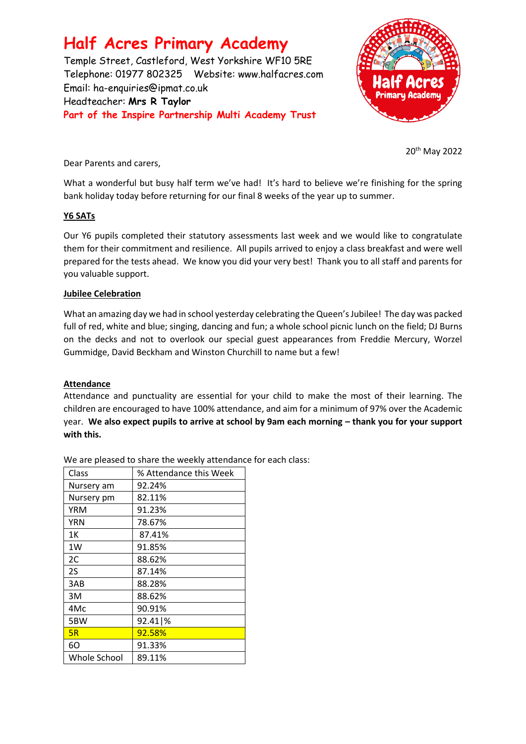# Half Acres Primary Academy

Temple Street, Castleford, West Yorkshire WF10 5RE
Telephone: 01977 802325 Website: www.halfacres.com
Email: ha-enquiries@ipmat.co.uk
Headteacher: **Mrs R Taylor**
Part of the Inspire Partnership Multi Academy Trust

20th May 2022

Dear Parents and carers,

What a wonderful but busy half term we've had! It's hard to believe we're finishing for the spring bank holiday today before returning for our final 8 weeks of the year up to summer.

**Y6 SATs**

Our Y6 pupils completed their statutory assessments last week and we would like to congratulate them for their commitment and resilience. All pupils arrived to enjoy a class breakfast and were well prepared for the tests ahead. We know you did your very best! Thank you to all staff and parents for you valuable support.

**Jubilee Celebration**

What an amazing day we had in school yesterday celebrating the Queen's Jubilee! The day was packed full of red, white and blue; singing, dancing and fun; a whole school picnic lunch on the field; DJ Burns on the decks and not to overlook our special guest appearances from Freddie Mercury, Worzel Gummidge, David Beckham and Winston Churchill to name but a few!

**Attendance**

Attendance and punctuality are essential for your child to make the most of their learning. The children are encouraged to have 100% attendance, and aim for a minimum of 97% over the Academic year. **We also expect pupils to arrive at school by 9am each morning – thank you for your support with this.**

We are pleased to share the weekly attendance for each class:

| Class | % Attendance this Week |
|---|---|
| Nursery am | 92.24% |
| Nursery pm | 82.11% |
| YRM | 91.23% |
| YRN | 78.67% |
| 1K | 87.41% |
| 1W | 91.85% |
| 2C | 88.62% |
| 2S | 87.14% |
| 3AB | 88.28% |
| 3M | 88.62% |
| 4Mc | 90.91% |
| 5BW | 92.41% |
| 5R | 92.58% |
| 6O | 91.33% |
| Whole School | 89.11% |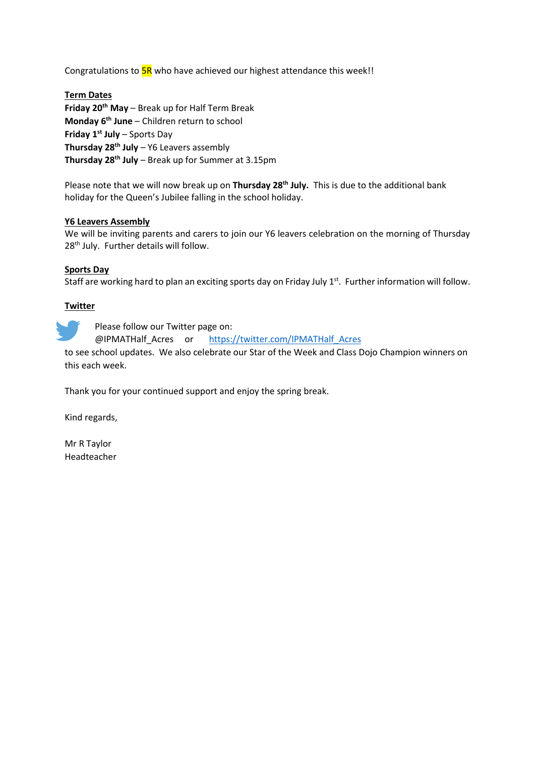Congratulations to 5R who have achieved our highest attendance this week!!

**Term Dates**

**Friday 20th May** – Break up for Half Term Break
**Monday 6th June** – Children return to school
**Friday 1st July** – Sports Day
**Thursday 28th July** – Y6 Leavers assembly
**Thursday 28th July** – Break up for Summer at 3.15pm

Please note that we will now break up on **Thursday 28th July.** This is due to the additional bank holiday for the Queen's Jubilee falling in the school holiday.

**Y6 Leavers Assembly**

We will be inviting parents and carers to join our Y6 leavers celebration on the morning of Thursday 28th July. Further details will follow.

**Sports Day**

Staff are working hard to plan an exciting sports day on Friday July 1st. Further information will follow.

**Twitter**

Please follow our Twitter page on:
@IPMATHalf_Acres or https://twitter.com/IPMATHalf_Acres
to see school updates. We also celebrate our Star of the Week and Class Dojo Champion winners on this each week.

Thank you for your continued support and enjoy the spring break.

Kind regards,

Mr R Taylor
Headteacher